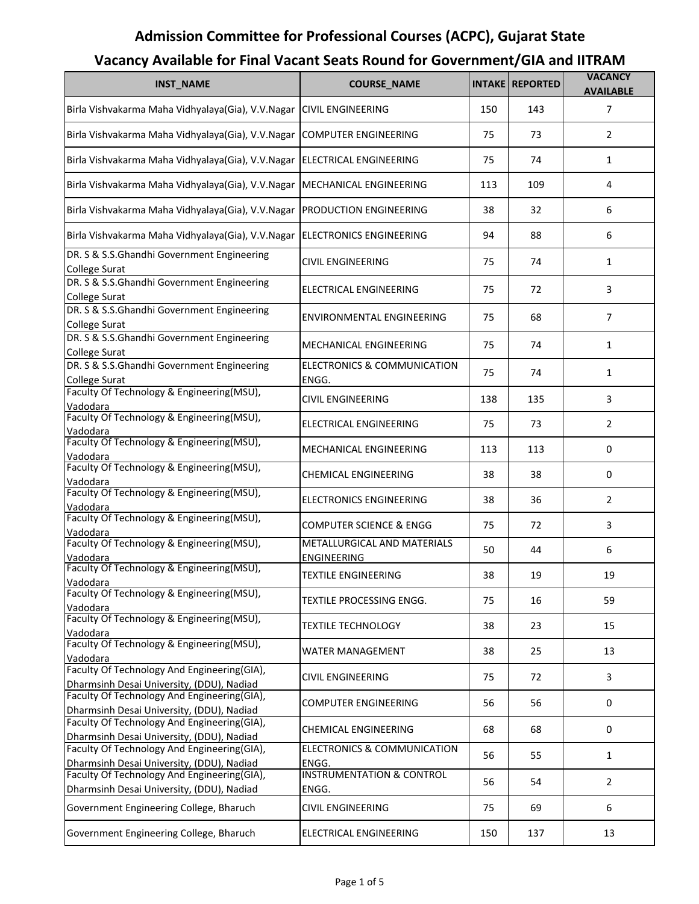# Admission Committee for Professional Courses (ACPC), Gujarat State

## Vacancy Available for Final Vacant Seats Round for Government/GIA and IITRAM

| INST_NAME | COURSE_NAME | INTAKE | REPORTED | VACANCY AVAILABLE |
|---|---|---|---|---|
| Birla Vishvakarma Maha Vidhyalaya(Gia), V.V.Nagar | CIVIL ENGINEERING | 150 | 143 | 7 |
| Birla Vishvakarma Maha Vidhyalaya(Gia), V.V.Nagar | COMPUTER ENGINEERING | 75 | 73 | 2 |
| Birla Vishvakarma Maha Vidhyalaya(Gia), V.V.Nagar | ELECTRICAL ENGINEERING | 75 | 74 | 1 |
| Birla Vishvakarma Maha Vidhyalaya(Gia), V.V.Nagar | MECHANICAL ENGINEERING | 113 | 109 | 4 |
| Birla Vishvakarma Maha Vidhyalaya(Gia), V.V.Nagar | PRODUCTION ENGINEERING | 38 | 32 | 6 |
| Birla Vishvakarma Maha Vidhyalaya(Gia), V.V.Nagar | ELECTRONICS ENGINEERING | 94 | 88 | 6 |
| DR. S & S.S.Ghandhi Government Engineering College Surat | CIVIL ENGINEERING | 75 | 74 | 1 |
| DR. S & S.S.Ghandhi Government Engineering College Surat | ELECTRICAL ENGINEERING | 75 | 72 | 3 |
| DR. S & S.S.Ghandhi Government Engineering College Surat | ENVIRONMENTAL ENGINEERING | 75 | 68 | 7 |
| DR. S & S.S.Ghandhi Government Engineering College Surat | MECHANICAL ENGINEERING | 75 | 74 | 1 |
| DR. S & S.S.Ghandhi Government Engineering College Surat | ELECTRONICS & COMMUNICATION ENGG. | 75 | 74 | 1 |
| Faculty Of Technology & Engineering(MSU), Vadodara | CIVIL ENGINEERING | 138 | 135 | 3 |
| Faculty Of Technology & Engineering(MSU), Vadodara | ELECTRICAL ENGINEERING | 75 | 73 | 2 |
| Faculty Of Technology & Engineering(MSU), Vadodara | MECHANICAL ENGINEERING | 113 | 113 | 0 |
| Faculty Of Technology & Engineering(MSU), Vadodara | CHEMICAL ENGINEERING | 38 | 38 | 0 |
| Faculty Of Technology & Engineering(MSU), Vadodara | ELECTRONICS ENGINEERING | 38 | 36 | 2 |
| Faculty Of Technology & Engineering(MSU), Vadodara | COMPUTER SCIENCE & ENGG | 75 | 72 | 3 |
| Faculty Of Technology & Engineering(MSU), Vadodara | METALLURGICAL AND MATERIALS ENGINEERING | 50 | 44 | 6 |
| Faculty Of Technology & Engineering(MSU), Vadodara | TEXTILE ENGINEERING | 38 | 19 | 19 |
| Faculty Of Technology & Engineering(MSU), Vadodara | TEXTILE PROCESSING ENGG. | 75 | 16 | 59 |
| Faculty Of Technology & Engineering(MSU), Vadodara | TEXTILE TECHNOLOGY | 38 | 23 | 15 |
| Faculty Of Technology & Engineering(MSU), Vadodara | WATER MANAGEMENT | 38 | 25 | 13 |
| Faculty Of Technology And Engineering(GIA), Dharmsinh Desai University, (DDU), Nadiad | CIVIL ENGINEERING | 75 | 72 | 3 |
| Faculty Of Technology And Engineering(GIA), Dharmsinh Desai University, (DDU), Nadiad | COMPUTER ENGINEERING | 56 | 56 | 0 |
| Faculty Of Technology And Engineering(GIA), Dharmsinh Desai University, (DDU), Nadiad | CHEMICAL ENGINEERING | 68 | 68 | 0 |
| Faculty Of Technology And Engineering(GIA), Dharmsinh Desai University, (DDU), Nadiad | ELECTRONICS & COMMUNICATION ENGG. | 56 | 55 | 1 |
| Faculty Of Technology And Engineering(GIA), Dharmsinh Desai University, (DDU), Nadiad | INSTRUMENTATION & CONTROL ENGG. | 56 | 54 | 2 |
| Government Engineering College, Bharuch | CIVIL ENGINEERING | 75 | 69 | 6 |
| Government Engineering College, Bharuch | ELECTRICAL ENGINEERING | 150 | 137 | 13 |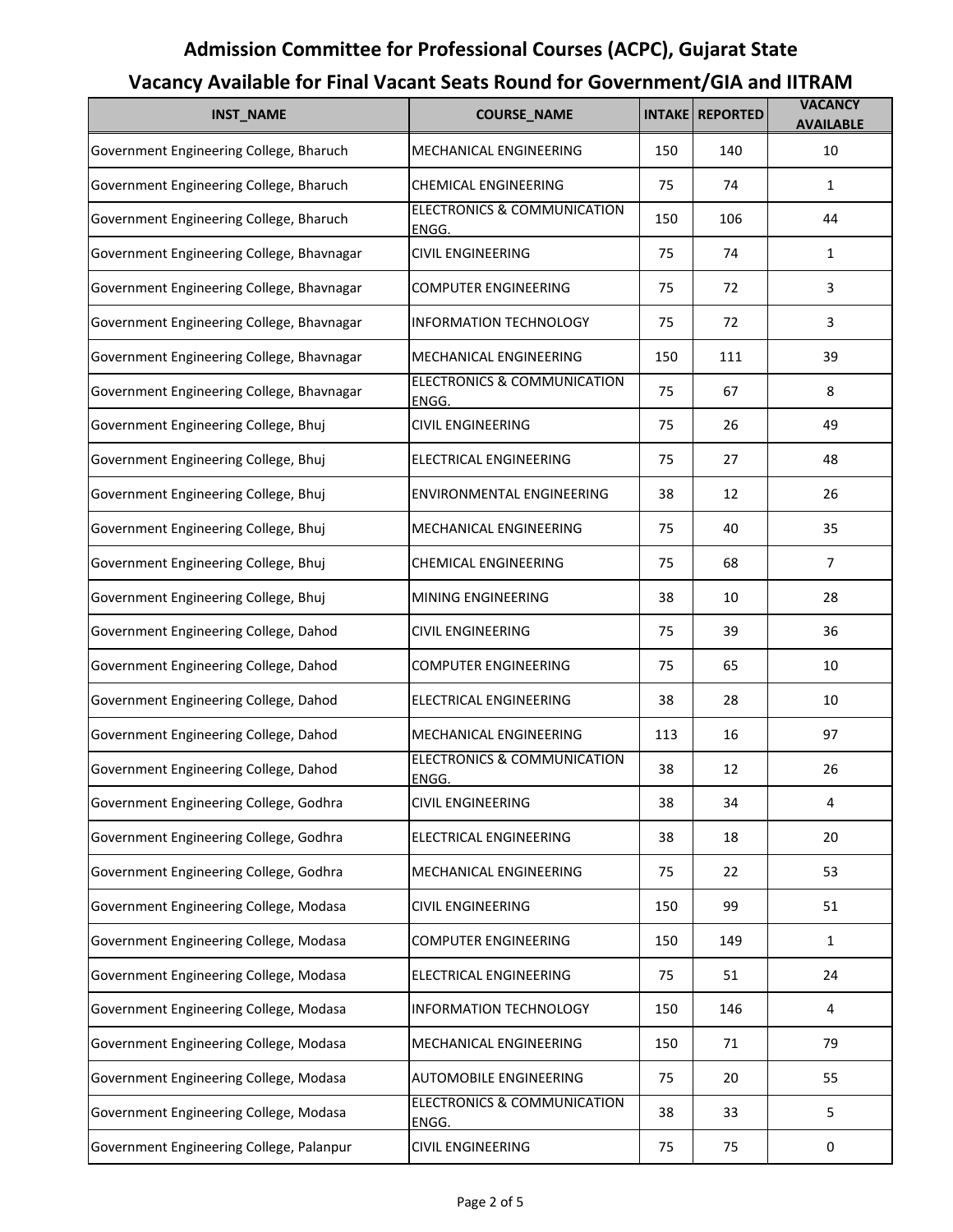# Admission Committee for Professional Courses (ACPC), Gujarat State

## Vacancy Available for Final Vacant Seats Round for Government/GIA and IITRAM

| INST_NAME | COURSE_NAME | INTAKE | REPORTED | VACANCY AVAILABLE |
|---|---|---|---|---|
| Government Engineering College, Bharuch | MECHANICAL ENGINEERING | 150 | 140 | 10 |
| Government Engineering College, Bharuch | CHEMICAL ENGINEERING | 75 | 74 | 1 |
| Government Engineering College, Bharuch | ELECTRONICS & COMMUNICATION ENGG. | 150 | 106 | 44 |
| Government Engineering College, Bhavnagar | CIVIL ENGINEERING | 75 | 74 | 1 |
| Government Engineering College, Bhavnagar | COMPUTER ENGINEERING | 75 | 72 | 3 |
| Government Engineering College, Bhavnagar | INFORMATION TECHNOLOGY | 75 | 72 | 3 |
| Government Engineering College, Bhavnagar | MECHANICAL ENGINEERING | 150 | 111 | 39 |
| Government Engineering College, Bhavnagar | ELECTRONICS & COMMUNICATION ENGG. | 75 | 67 | 8 |
| Government Engineering College, Bhuj | CIVIL ENGINEERING | 75 | 26 | 49 |
| Government Engineering College, Bhuj | ELECTRICAL ENGINEERING | 75 | 27 | 48 |
| Government Engineering College, Bhuj | ENVIRONMENTAL ENGINEERING | 38 | 12 | 26 |
| Government Engineering College, Bhuj | MECHANICAL ENGINEERING | 75 | 40 | 35 |
| Government Engineering College, Bhuj | CHEMICAL ENGINEERING | 75 | 68 | 7 |
| Government Engineering College, Bhuj | MINING ENGINEERING | 38 | 10 | 28 |
| Government Engineering College, Dahod | CIVIL ENGINEERING | 75 | 39 | 36 |
| Government Engineering College, Dahod | COMPUTER ENGINEERING | 75 | 65 | 10 |
| Government Engineering College, Dahod | ELECTRICAL ENGINEERING | 38 | 28 | 10 |
| Government Engineering College, Dahod | MECHANICAL ENGINEERING | 113 | 16 | 97 |
| Government Engineering College, Dahod | ELECTRONICS & COMMUNICATION ENGG. | 38 | 12 | 26 |
| Government Engineering College, Godhra | CIVIL ENGINEERING | 38 | 34 | 4 |
| Government Engineering College, Godhra | ELECTRICAL ENGINEERING | 38 | 18 | 20 |
| Government Engineering College, Godhra | MECHANICAL ENGINEERING | 75 | 22 | 53 |
| Government Engineering College, Modasa | CIVIL ENGINEERING | 150 | 99 | 51 |
| Government Engineering College, Modasa | COMPUTER ENGINEERING | 150 | 149 | 1 |
| Government Engineering College, Modasa | ELECTRICAL ENGINEERING | 75 | 51 | 24 |
| Government Engineering College, Modasa | INFORMATION TECHNOLOGY | 150 | 146 | 4 |
| Government Engineering College, Modasa | MECHANICAL ENGINEERING | 150 | 71 | 79 |
| Government Engineering College, Modasa | AUTOMOBILE ENGINEERING | 75 | 20 | 55 |
| Government Engineering College, Modasa | ELECTRONICS & COMMUNICATION ENGG. | 38 | 33 | 5 |
| Government Engineering College, Palanpur | CIVIL ENGINEERING | 75 | 75 | 0 |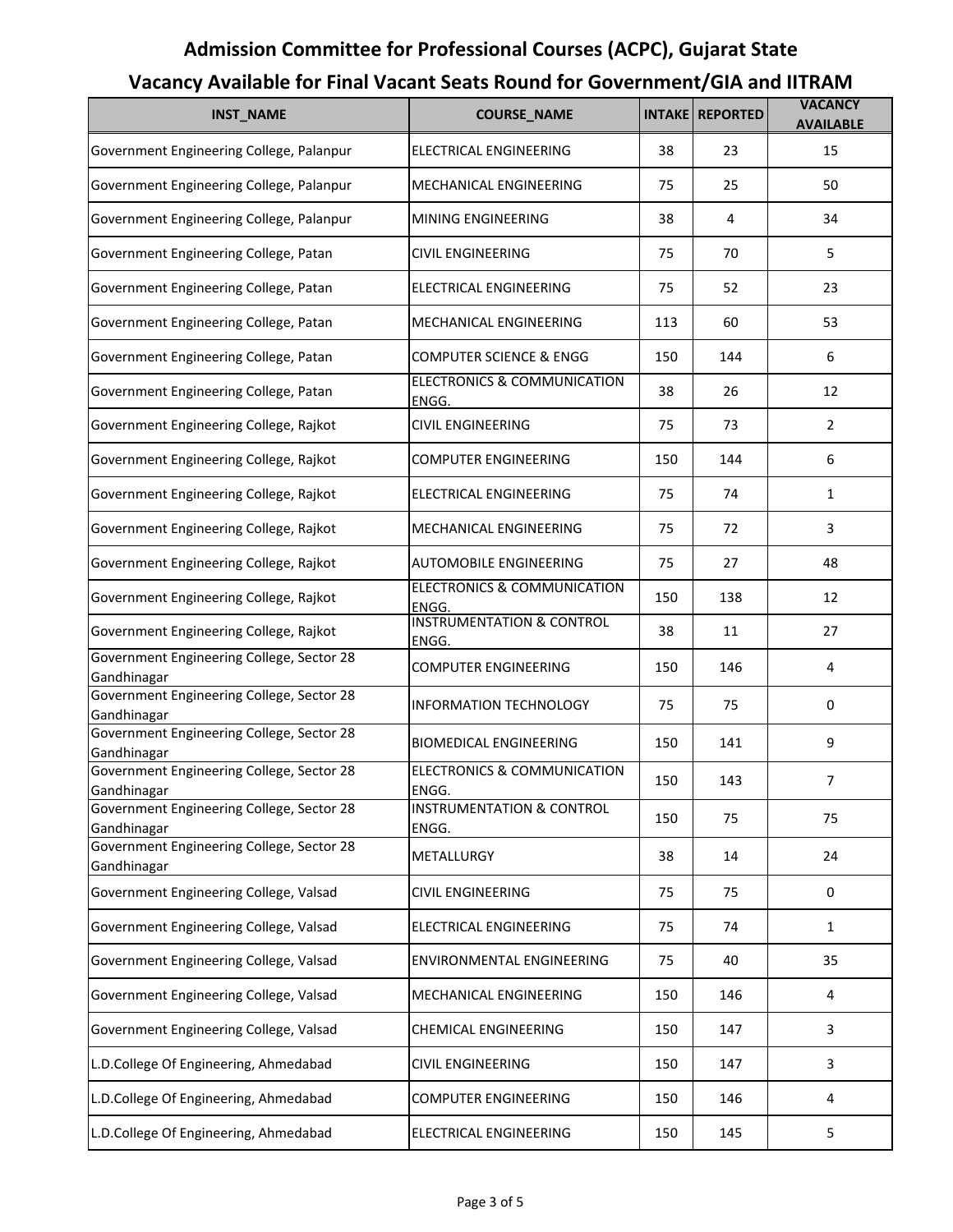# Admission Committee for Professional Courses (ACPC), Gujarat State

## Vacancy Available for Final Vacant Seats Round for Government/GIA and IITRAM

| INST_NAME | COURSE_NAME | INTAKE | REPORTED | VACANCY AVAILABLE |
|---|---|---|---|---|
| Government Engineering College, Palanpur | ELECTRICAL ENGINEERING | 38 | 23 | 15 |
| Government Engineering College, Palanpur | MECHANICAL ENGINEERING | 75 | 25 | 50 |
| Government Engineering College, Palanpur | MINING ENGINEERING | 38 | 4 | 34 |
| Government Engineering College, Patan | CIVIL ENGINEERING | 75 | 70 | 5 |
| Government Engineering College, Patan | ELECTRICAL ENGINEERING | 75 | 52 | 23 |
| Government Engineering College, Patan | MECHANICAL ENGINEERING | 113 | 60 | 53 |
| Government Engineering College, Patan | COMPUTER SCIENCE & ENGG | 150 | 144 | 6 |
| Government Engineering College, Patan | ELECTRONICS & COMMUNICATION ENGG. | 38 | 26 | 12 |
| Government Engineering College, Rajkot | CIVIL ENGINEERING | 75 | 73 | 2 |
| Government Engineering College, Rajkot | COMPUTER ENGINEERING | 150 | 144 | 6 |
| Government Engineering College, Rajkot | ELECTRICAL ENGINEERING | 75 | 74 | 1 |
| Government Engineering College, Rajkot | MECHANICAL ENGINEERING | 75 | 72 | 3 |
| Government Engineering College, Rajkot | AUTOMOBILE ENGINEERING | 75 | 27 | 48 |
| Government Engineering College, Rajkot | ELECTRONICS & COMMUNICATION ENGG. | 150 | 138 | 12 |
| Government Engineering College, Rajkot | INSTRUMENTATION & CONTROL ENGG. | 38 | 11 | 27 |
| Government Engineering College, Sector 28 Gandhinagar | COMPUTER ENGINEERING | 150 | 146 | 4 |
| Government Engineering College, Sector 28 Gandhinagar | INFORMATION TECHNOLOGY | 75 | 75 | 0 |
| Government Engineering College, Sector 28 Gandhinagar | BIOMEDICAL ENGINEERING | 150 | 141 | 9 |
| Government Engineering College, Sector 28 Gandhinagar | ELECTRONICS & COMMUNICATION ENGG. | 150 | 143 | 7 |
| Government Engineering College, Sector 28 Gandhinagar | INSTRUMENTATION & CONTROL ENGG. | 150 | 75 | 75 |
| Government Engineering College, Sector 28 Gandhinagar | METALLURGY | 38 | 14 | 24 |
| Government Engineering College, Valsad | CIVIL ENGINEERING | 75 | 75 | 0 |
| Government Engineering College, Valsad | ELECTRICAL ENGINEERING | 75 | 74 | 1 |
| Government Engineering College, Valsad | ENVIRONMENTAL ENGINEERING | 75 | 40 | 35 |
| Government Engineering College, Valsad | MECHANICAL ENGINEERING | 150 | 146 | 4 |
| Government Engineering College, Valsad | CHEMICAL ENGINEERING | 150 | 147 | 3 |
| L.D.College Of Engineering, Ahmedabad | CIVIL ENGINEERING | 150 | 147 | 3 |
| L.D.College Of Engineering, Ahmedabad | COMPUTER ENGINEERING | 150 | 146 | 4 |
| L.D.College Of Engineering, Ahmedabad | ELECTRICAL ENGINEERING | 150 | 145 | 5 |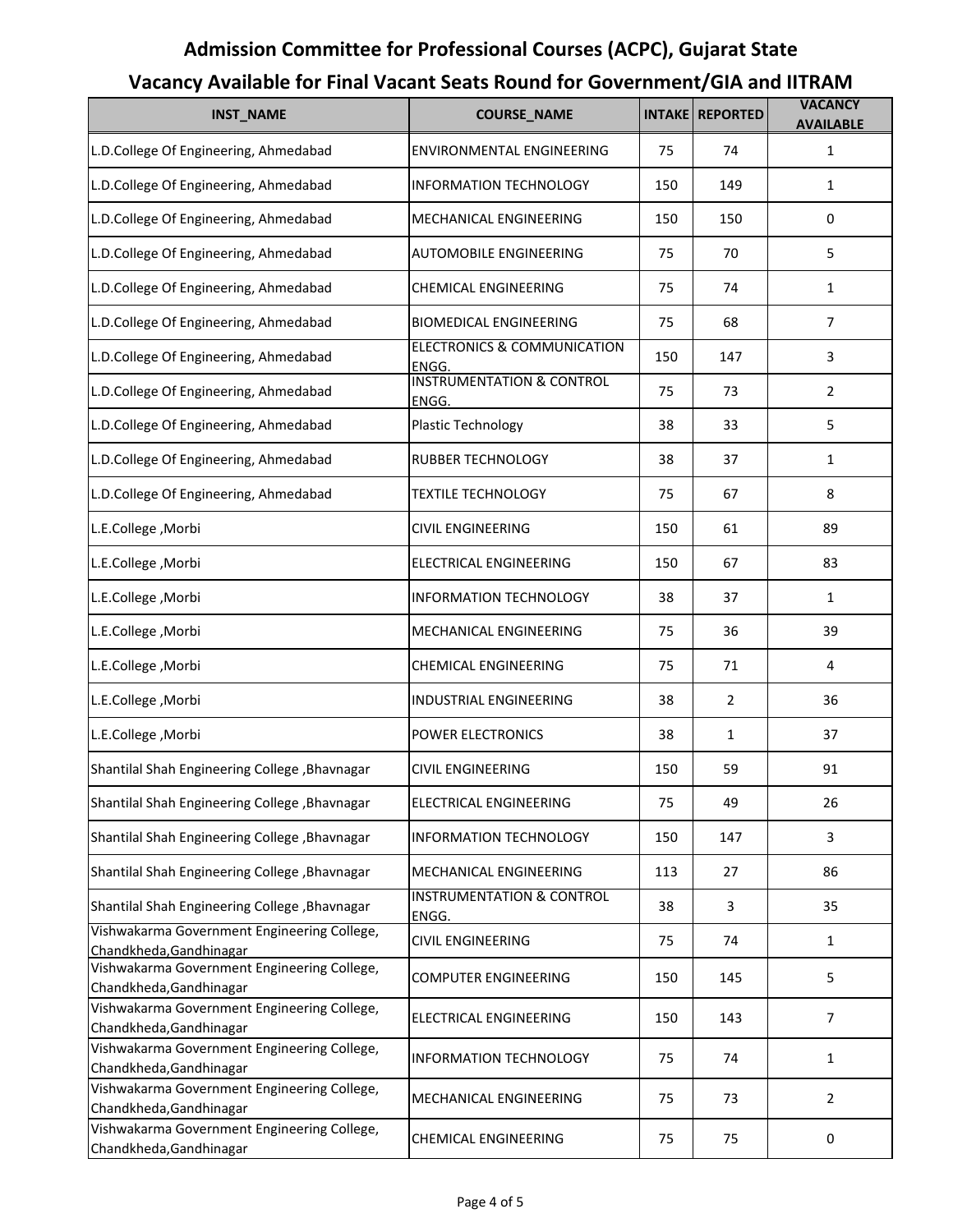# Admission Committee for Professional Courses (ACPC), Gujarat State

## Vacancy Available for Final Vacant Seats Round for Government/GIA and IITRAM

| INST_NAME | COURSE_NAME | INTAKE | REPORTED | VACANCY AVAILABLE |
|---|---|---|---|---|
| L.D.College Of Engineering, Ahmedabad | ENVIRONMENTAL ENGINEERING | 75 | 74 | 1 |
| L.D.College Of Engineering, Ahmedabad | INFORMATION TECHNOLOGY | 150 | 149 | 1 |
| L.D.College Of Engineering, Ahmedabad | MECHANICAL ENGINEERING | 150 | 150 | 0 |
| L.D.College Of Engineering, Ahmedabad | AUTOMOBILE ENGINEERING | 75 | 70 | 5 |
| L.D.College Of Engineering, Ahmedabad | CHEMICAL ENGINEERING | 75 | 74 | 1 |
| L.D.College Of Engineering, Ahmedabad | BIOMEDICAL ENGINEERING | 75 | 68 | 7 |
| L.D.College Of Engineering, Ahmedabad | ELECTRONICS & COMMUNICATION ENGG. | 150 | 147 | 3 |
| L.D.College Of Engineering, Ahmedabad | INSTRUMENTATION & CONTROL ENGG. | 75 | 73 | 2 |
| L.D.College Of Engineering, Ahmedabad | Plastic Technology | 38 | 33 | 5 |
| L.D.College Of Engineering, Ahmedabad | RUBBER TECHNOLOGY | 38 | 37 | 1 |
| L.D.College Of Engineering, Ahmedabad | TEXTILE TECHNOLOGY | 75 | 67 | 8 |
| L.E.College ,Morbi | CIVIL ENGINEERING | 150 | 61 | 89 |
| L.E.College ,Morbi | ELECTRICAL ENGINEERING | 150 | 67 | 83 |
| L.E.College ,Morbi | INFORMATION TECHNOLOGY | 38 | 37 | 1 |
| L.E.College ,Morbi | MECHANICAL ENGINEERING | 75 | 36 | 39 |
| L.E.College ,Morbi | CHEMICAL ENGINEERING | 75 | 71 | 4 |
| L.E.College ,Morbi | INDUSTRIAL ENGINEERING | 38 | 2 | 36 |
| L.E.College ,Morbi | POWER ELECTRONICS | 38 | 1 | 37 |
| Shantilal Shah Engineering College ,Bhavnagar | CIVIL ENGINEERING | 150 | 59 | 91 |
| Shantilal Shah Engineering College ,Bhavnagar | ELECTRICAL ENGINEERING | 75 | 49 | 26 |
| Shantilal Shah Engineering College ,Bhavnagar | INFORMATION TECHNOLOGY | 150 | 147 | 3 |
| Shantilal Shah Engineering College ,Bhavnagar | MECHANICAL ENGINEERING | 113 | 27 | 86 |
| Shantilal Shah Engineering College ,Bhavnagar | INSTRUMENTATION & CONTROL ENGG. | 38 | 3 | 35 |
| Vishwakarma Government Engineering College, Chandkheda,Gandhinagar | CIVIL ENGINEERING | 75 | 74 | 1 |
| Vishwakarma Government Engineering College, Chandkheda,Gandhinagar | COMPUTER ENGINEERING | 150 | 145 | 5 |
| Vishwakarma Government Engineering College, Chandkheda,Gandhinagar | ELECTRICAL ENGINEERING | 150 | 143 | 7 |
| Vishwakarma Government Engineering College, Chandkheda,Gandhinagar | INFORMATION TECHNOLOGY | 75 | 74 | 1 |
| Vishwakarma Government Engineering College, Chandkheda,Gandhinagar | MECHANICAL ENGINEERING | 75 | 73 | 2 |
| Vishwakarma Government Engineering College, Chandkheda,Gandhinagar | CHEMICAL ENGINEERING | 75 | 75 | 0 |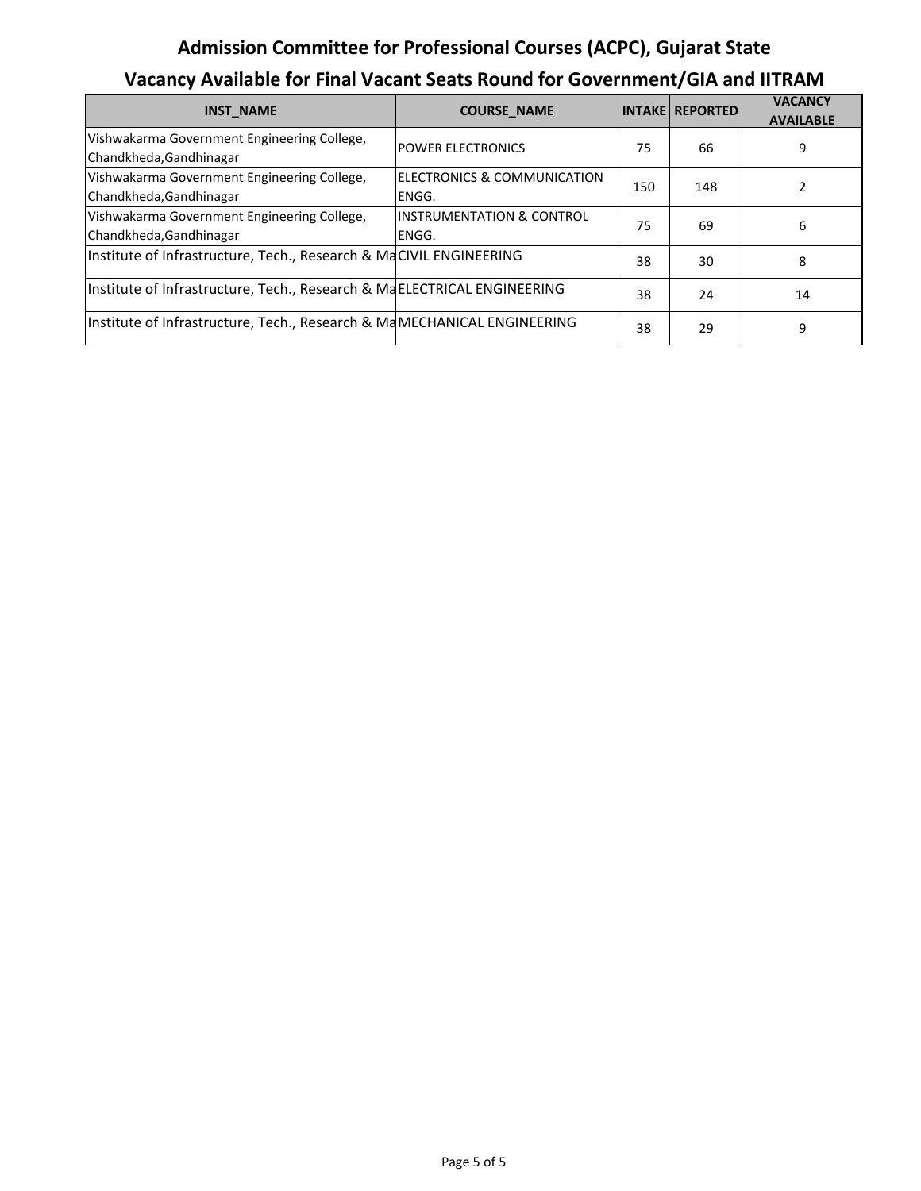# Admission Committee for Professional Courses (ACPC), Gujarat State

## Vacancy Available for Final Vacant Seats Round for Government/GIA and IITRAM

| INST_NAME | COURSE_NAME | INTAKE | REPORTED | VACANCY AVAILABLE |
|---|---|---|---|---|
| Vishwakarma Government Engineering College, Chandkheda,Gandhinagar | POWER ELECTRONICS | 75 | 66 | 9 |
| Vishwakarma Government Engineering College, Chandkheda,Gandhinagar | ELECTRONICS & COMMUNICATION ENGG. | 150 | 148 | 2 |
| Vishwakarma Government Engineering College, Chandkheda,Gandhinagar | INSTRUMENTATION & CONTROL ENGG. | 75 | 69 | 6 |
| Institute of Infrastructure, Tech., Research & Ma | CIVIL ENGINEERING | 38 | 30 | 8 |
| Institute of Infrastructure, Tech., Research & Ma | ELECTRICAL ENGINEERING | 38 | 24 | 14 |
| Institute of Infrastructure, Tech., Research & Ma | MECHANICAL ENGINEERING | 38 | 29 | 9 |